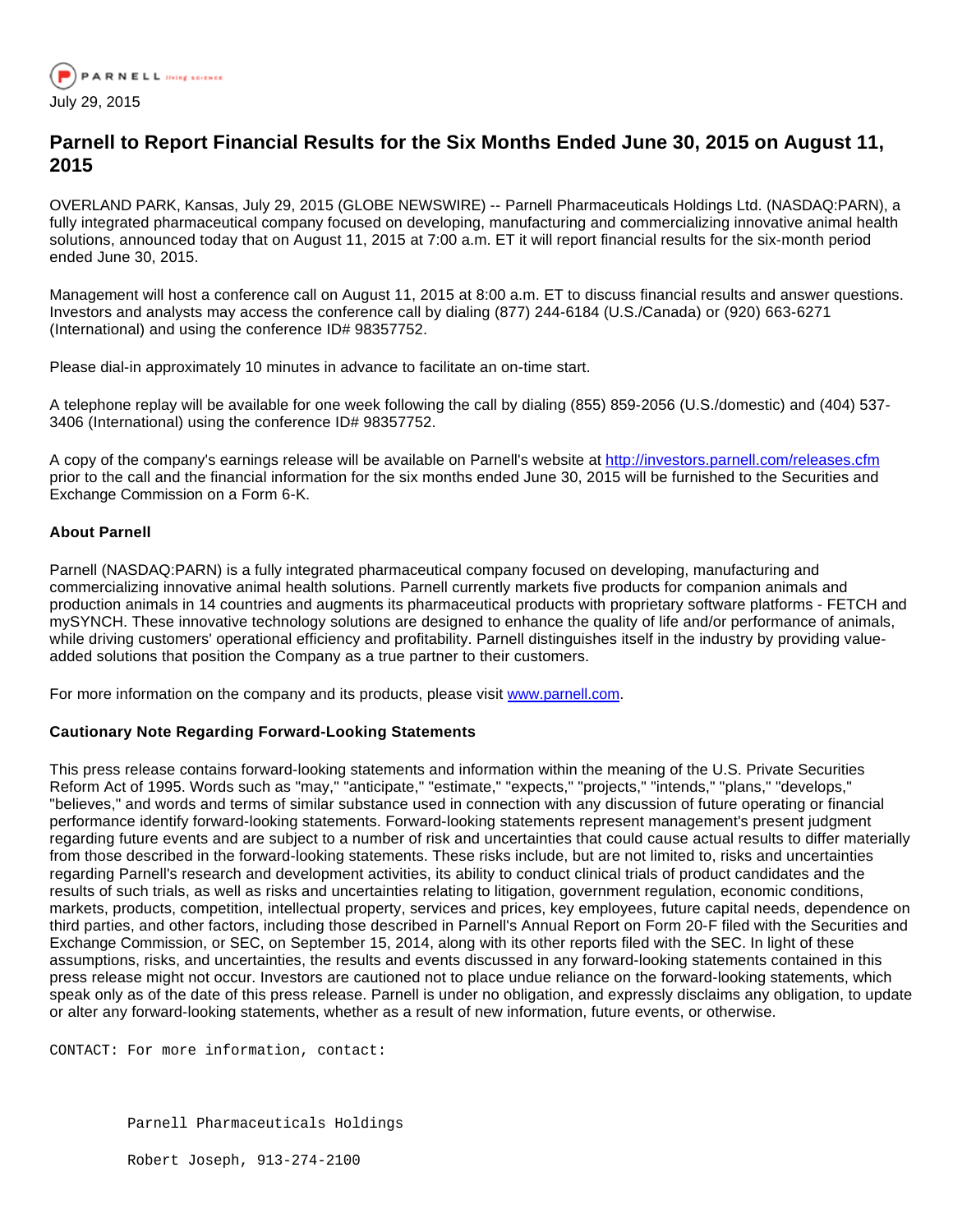PARNELL living science

July 29, 2015

# Parnell to Report Financial Results for the Six Months Ended June 30, 2015 on August 11, 2015

OVERLAND PARK, Kansas, July 29, 2015 (GLOBE NEWSWIRE) -- Parnell Pharmaceuticals Holdings Ltd. (NASDAQ:PARN), a fully integrated pharmaceutical company focused on developing, manufacturing and commercializing innovative animal health solutions, announced today that on August 11, 2015 at 7:00 a.m. ET it will report financial results for the six-month period ended June 30, 2015.

Management will host a conference call on August 11, 2015 at 8:00 a.m. ET to discuss financial results and answer questions. Investors and analysts may access the conference call by dialing (877) 244-6184 (U.S./Canada) or (920) 663-6271 (International) and using the conference ID# 98357752.

Please dial-in approximately 10 minutes in advance to facilitate an on-time start.

A telephone replay will be available for one week following the call by dialing (855) 859-2056 (U.S./domestic) and (404) 537-3406 (International) using the conference ID# 98357752.

A copy of the company's earnings release will be available on Parnell's website at http://investors.parnell.com/releases.cfm prior to the call and the financial information for the six months ended June 30, 2015 will be furnished to the Securities and Exchange Commission on a Form 6-K.

**About Parnell**

Parnell (NASDAQ:PARN) is a fully integrated pharmaceutical company focused on developing, manufacturing and commercializing innovative animal health solutions. Parnell currently markets five products for companion animals and production animals in 14 countries and augments its pharmaceutical products with proprietary software platforms - FETCH and mySYNCH. These innovative technology solutions are designed to enhance the quality of life and/or performance of animals, while driving customers' operational efficiency and profitability. Parnell distinguishes itself in the industry by providing value-added solutions that position the Company as a true partner to their customers.

For more information on the company and its products, please visit www.parnell.com.

**Cautionary Note Regarding Forward-Looking Statements**

This press release contains forward-looking statements and information within the meaning of the U.S. Private Securities Reform Act of 1995. Words such as "may," "anticipate," "estimate," "expects," "projects," "intends," "plans," "develops," "believes," and words and terms of similar substance used in connection with any discussion of future operating or financial performance identify forward-looking statements. Forward-looking statements represent management's present judgment regarding future events and are subject to a number of risk and uncertainties that could cause actual results to differ materially from those described in the forward-looking statements. These risks include, but are not limited to, risks and uncertainties regarding Parnell's research and development activities, its ability to conduct clinical trials of product candidates and the results of such trials, as well as risks and uncertainties relating to litigation, government regulation, economic conditions, markets, products, competition, intellectual property, services and prices, key employees, future capital needs, dependence on third parties, and other factors, including those described in Parnell's Annual Report on Form 20-F filed with the Securities and Exchange Commission, or SEC, on September 15, 2014, along with its other reports filed with the SEC. In light of these assumptions, risks, and uncertainties, the results and events discussed in any forward-looking statements contained in this press release might not occur. Investors are cautioned not to place undue reliance on the forward-looking statements, which speak only as of the date of this press release. Parnell is under no obligation, and expressly disclaims any obligation, to update or alter any forward-looking statements, whether as a result of new information, future events, or otherwise.

CONTACT: For more information, contact:

Parnell Pharmaceuticals Holdings

Robert Joseph, 913-274-2100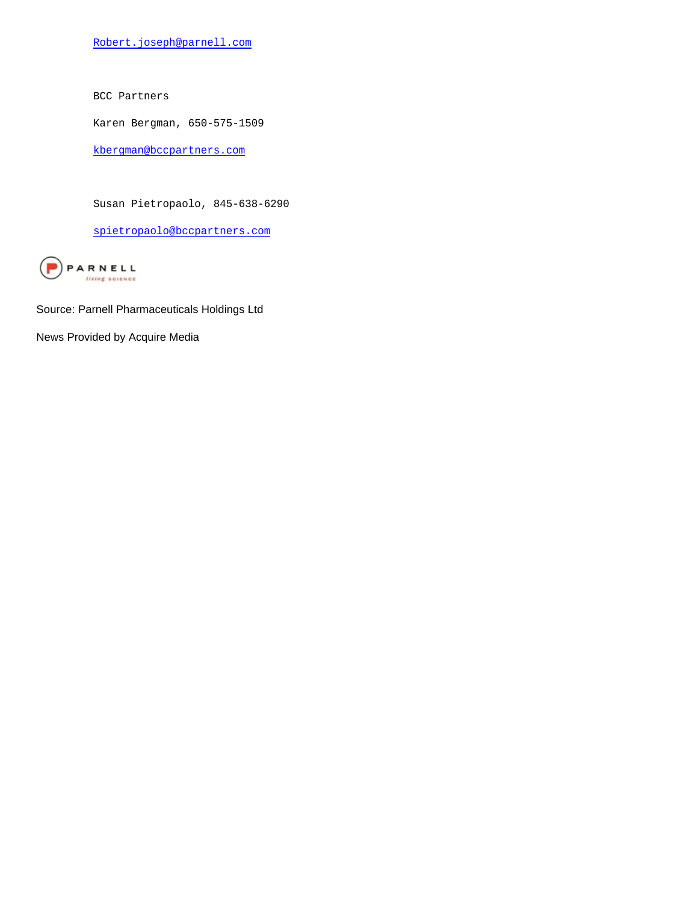Robert.joseph@parnell.com

BCC Partners

Karen Bergman, 650-575-1509

kbergman@bccpartners.com

Susan Pietropaolo, 845-638-6290

spietropaolo@bccpartners.com

Source: Parnell Pharmaceuticals Holdings Ltd

News Provided by Acquire Media